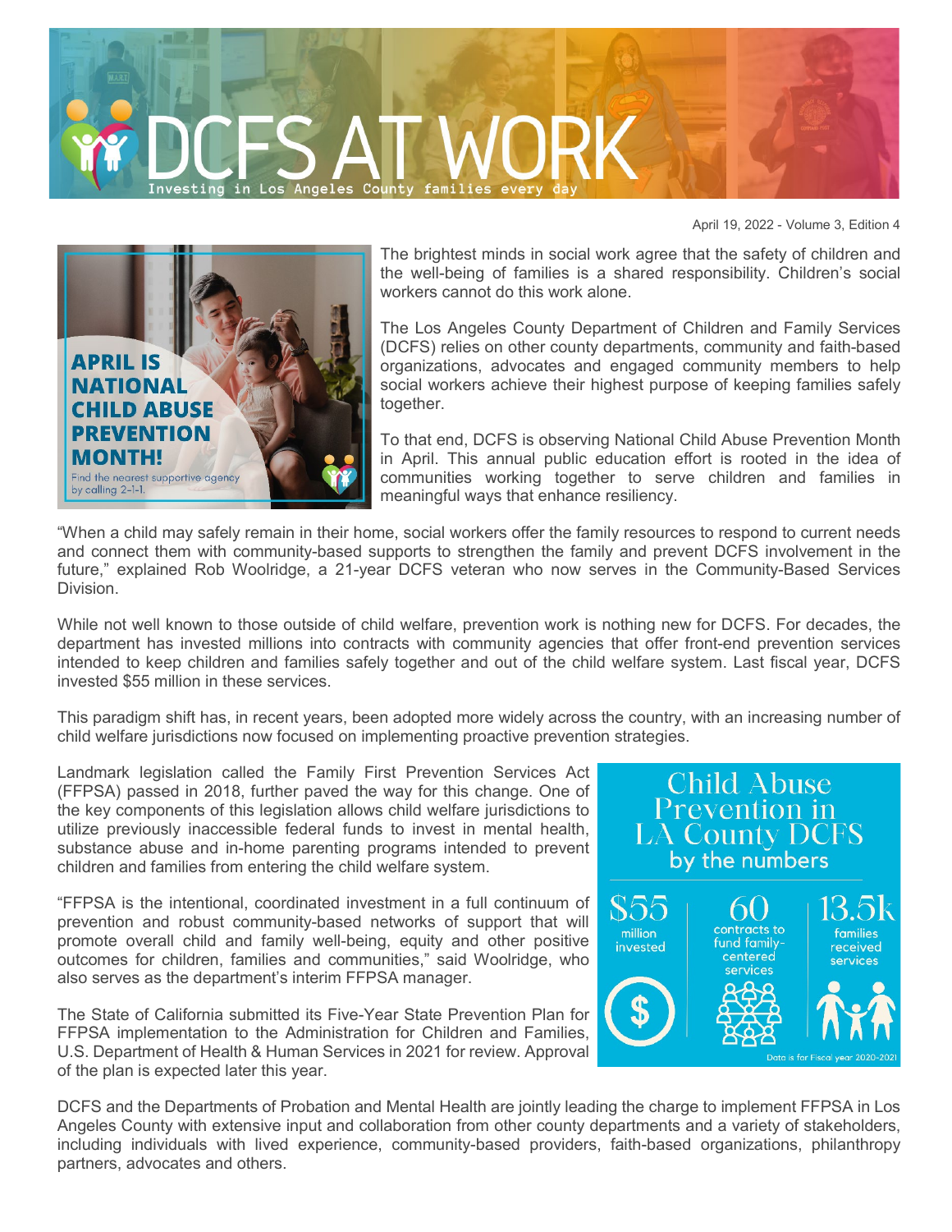# DCFS AT WORK

Investing in Los Angeles County families every day

April 19, 2022 - Volume 3, Edition 4

**APRIL IS NATIONAL CHILD ABUSE PREVENTION MONTH!**

Find the nearest supportive agency by calling 2-1-1.

The brightest minds in social work agree that the safety of children and the well-being of families is a shared responsibility. Children's social workers cannot do this work alone.

The Los Angeles County Department of Children and Family Services (DCFS) relies on other county departments, community and faith-based organizations, advocates and engaged community members to help social workers achieve their highest purpose of keeping families safely together.

To that end, DCFS is observing National Child Abuse Prevention Month in April. This annual public education effort is rooted in the idea of communities working together to serve children and families in meaningful ways that enhance resiliency.

"When a child may safely remain in their home, social workers offer the family resources to respond to current needs and connect them with community-based supports to strengthen the family and prevent DCFS involvement in the future," explained Rob Woolridge, a 21-year DCFS veteran who now serves in the Community-Based Services Division.

While not well known to those outside of child welfare, prevention work is nothing new for DCFS. For decades, the department has invested millions into contracts with community agencies that offer front-end prevention services intended to keep children and families safely together and out of the child welfare system. Last fiscal year, DCFS invested $55 million in these services.

This paradigm shift has, in recent years, been adopted more widely across the country, with an increasing number of child welfare jurisdictions now focused on implementing proactive prevention strategies.

Landmark legislation called the Family First Prevention Services Act (FFPSA) passed in 2018, further paved the way for this change. One of the key components of this legislation allows child welfare jurisdictions to utilize previously inaccessible federal funds to invest in mental health, substance abuse and in-home parenting programs intended to prevent children and families from entering the child welfare system.

"FFPSA is the intentional, coordinated investment in a full continuum of prevention and robust community-based networks of support that will promote overall child and family well-being, equity and other positive outcomes for children, families and communities," said Woolridge, who also serves as the department's interim FFPSA manager.

The State of California submitted its Five-Year State Prevention Plan for FFPSA implementation to the Administration for Children and Families, U.S. Department of Health & Human Services in 2021 for review. Approval of the plan is expected later this year.

**Child Abuse Prevention in LA County DCFS by the numbers**

| $55 | 60 | 13.5k |
|---|---|---|
| million invested | contracts to fund family-centered services | families received services |

Data is for Fiscal year 2020-2021

DCFS and the Departments of Probation and Mental Health are jointly leading the charge to implement FFPSA in Los Angeles County with extensive input and collaboration from other county departments and a variety of stakeholders, including individuals with lived experience, community-based providers, faith-based organizations, philanthropy partners, advocates and others.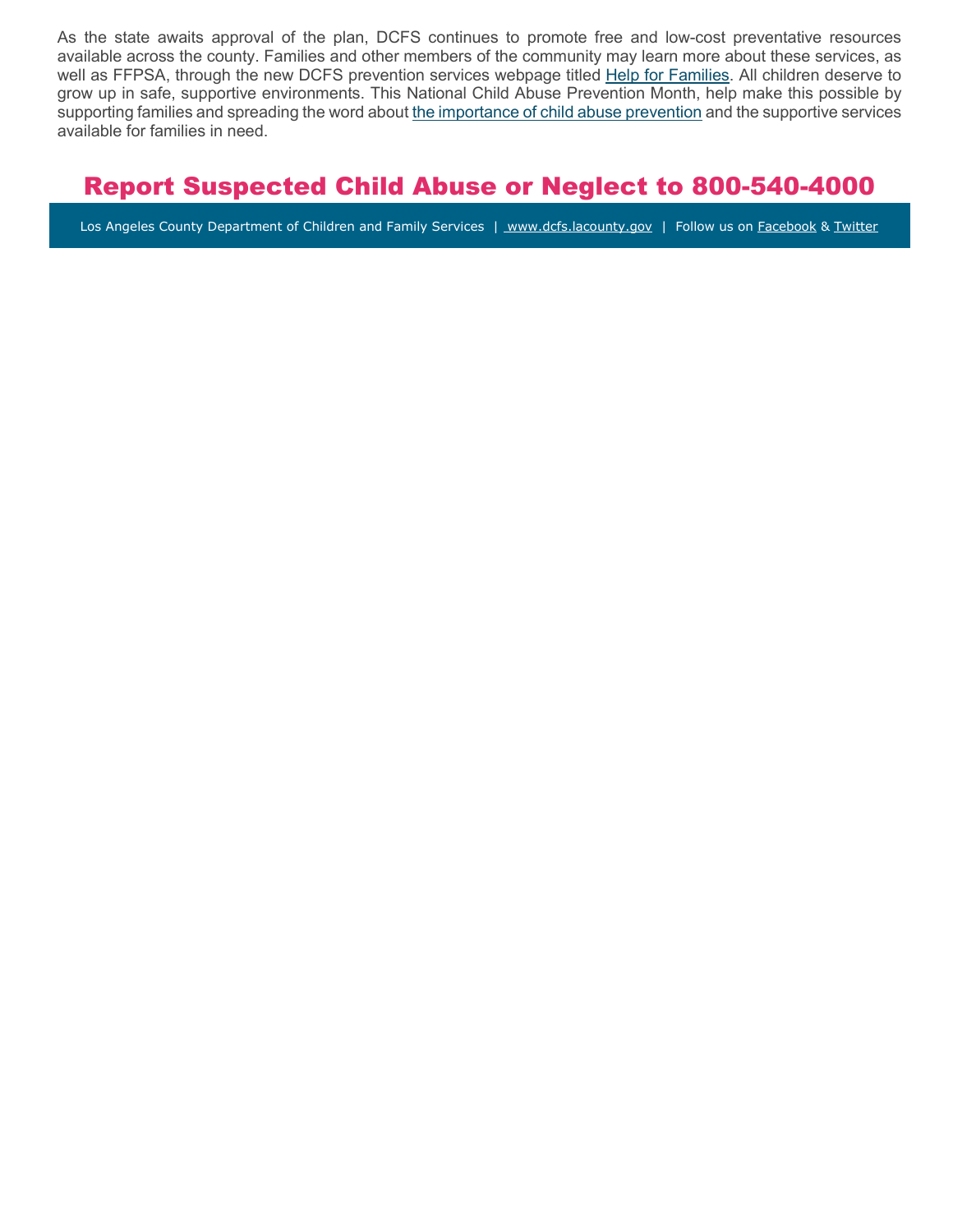As the state awaits approval of the plan, DCFS continues to promote free and low-cost preventative resources available across the county. Families and other members of the community may learn more about these services, as well as FFPSA, through the new DCFS prevention services webpage titled Help for Families. All children deserve to grow up in safe, supportive environments. This National Child Abuse Prevention Month, help make this possible by supporting families and spreading the word about the importance of child abuse prevention and the supportive services available for families in need.

## Report Suspected Child Abuse or Neglect to 800-540-4000

Los Angeles County Department of Children and Family Services | www.dcfs.lacounty.gov | Follow us on Facebook & Twitter